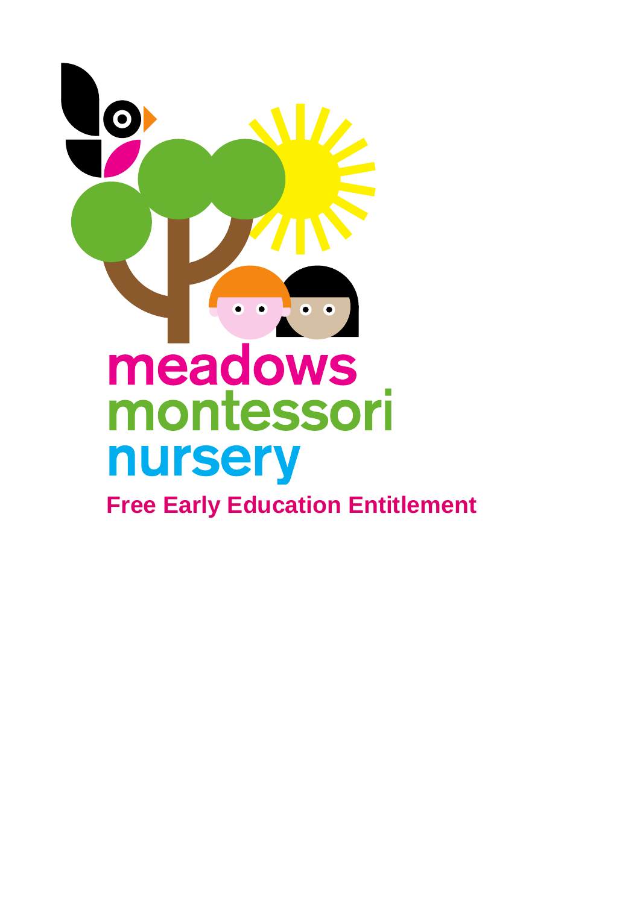meadows
montessori
nursery

# Free Early Education Entitlement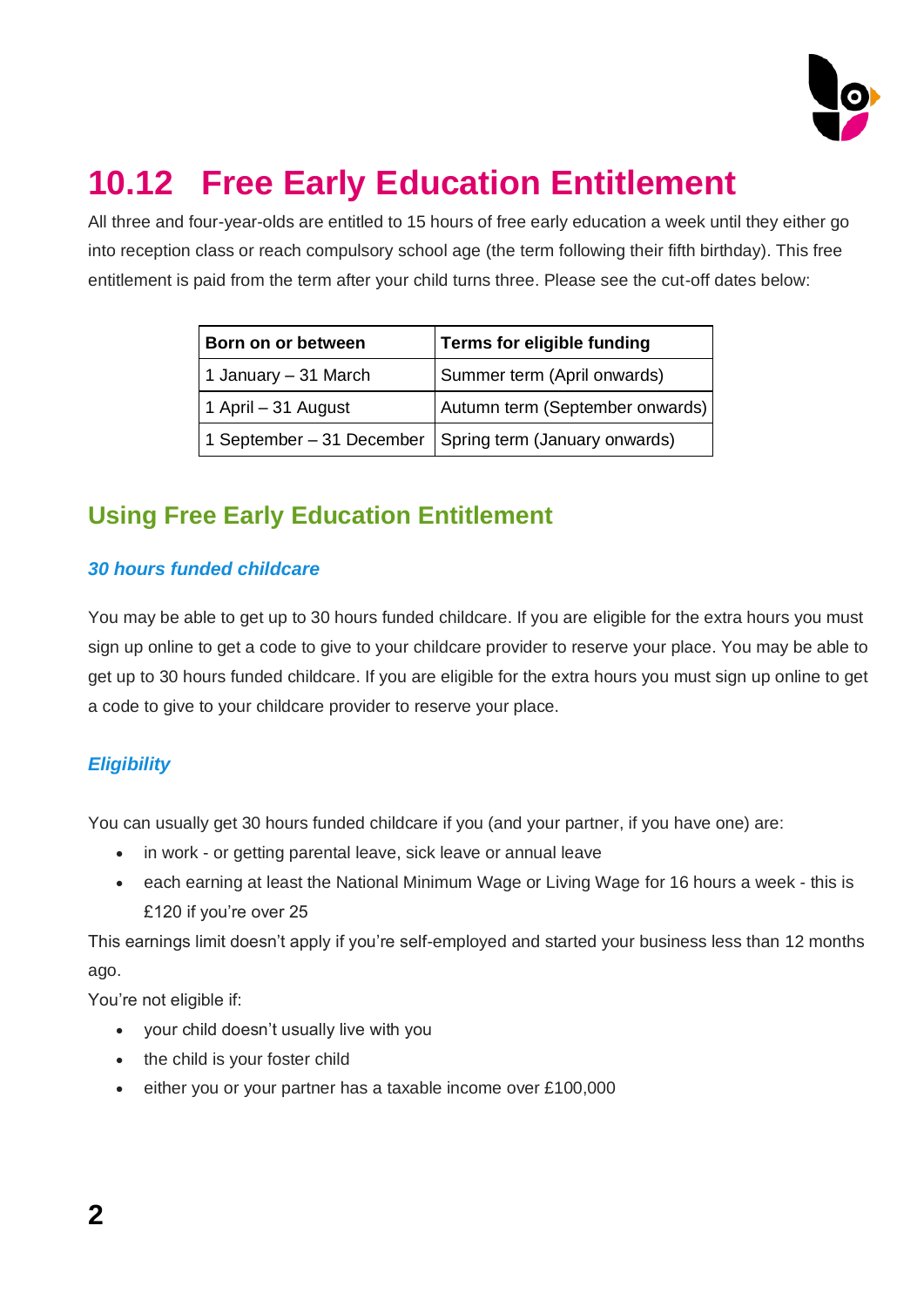# 10.12 Free Early Education Entitlement

All three and four-year-olds are entitled to 15 hours of free early education a week until they either go into reception class or reach compulsory school age (the term following their fifth birthday). This free entitlement is paid from the term after your child turns three. Please see the cut-off dates below:

| Born on or between | Terms for eligible funding |
|---|---|
| 1 January – 31 March | Summer term (April onwards) |
| 1 April – 31 August | Autumn term (September onwards) |
| 1 September – 31 December | Spring term (January onwards) |

## Using Free Early Education Entitlement

### *30 hours funded childcare*

You may be able to get up to 30 hours funded childcare. If you are eligible for the extra hours you must sign up online to get a code to give to your childcare provider to reserve your place. You may be able to get up to 30 hours funded childcare. If you are eligible for the extra hours you must sign up online to get a code to give to your childcare provider to reserve your place.

### *Eligibility*

You can usually get 30 hours funded childcare if you (and your partner, if you have one) are:

- in work - or getting parental leave, sick leave or annual leave
- each earning at least the National Minimum Wage or Living Wage for 16 hours a week - this is £120 if you're over 25

This earnings limit doesn't apply if you're self-employed and started your business less than 12 months ago.

You're not eligible if:

- your child doesn't usually live with you
- the child is your foster child
- either you or your partner has a taxable income over £100,000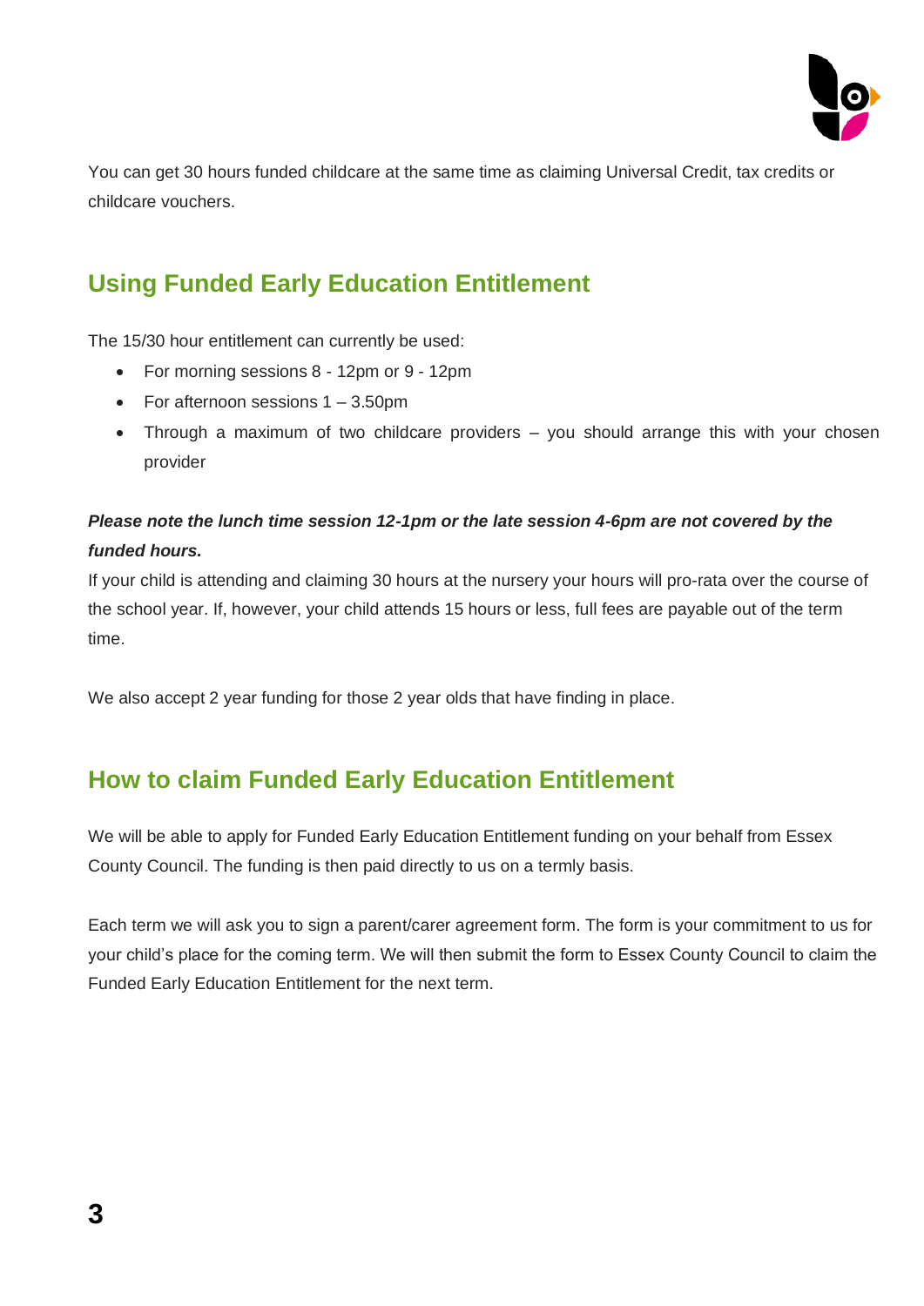You can get 30 hours funded childcare at the same time as claiming Universal Credit, tax credits or childcare vouchers.

## Using Funded Early Education Entitlement

The 15/30 hour entitlement can currently be used:

- For morning sessions 8 - 12pm or 9 - 12pm
- For afternoon sessions 1 – 3.50pm
- Through a maximum of two childcare providers – you should arrange this with your chosen provider

***Please note the lunch time session 12-1pm or the late session 4-6pm are not covered by the funded hours.***

If your child is attending and claiming 30 hours at the nursery your hours will pro-rata over the course of the school year. If, however, your child attends 15 hours or less, full fees are payable out of the term time.

We also accept 2 year funding for those 2 year olds that have finding in place.

## How to claim Funded Early Education Entitlement

We will be able to apply for Funded Early Education Entitlement funding on your behalf from Essex County Council. The funding is then paid directly to us on a termly basis.

Each term we will ask you to sign a parent/carer agreement form. The form is your commitment to us for your child's place for the coming term. We will then submit the form to Essex County Council to claim the Funded Early Education Entitlement for the next term.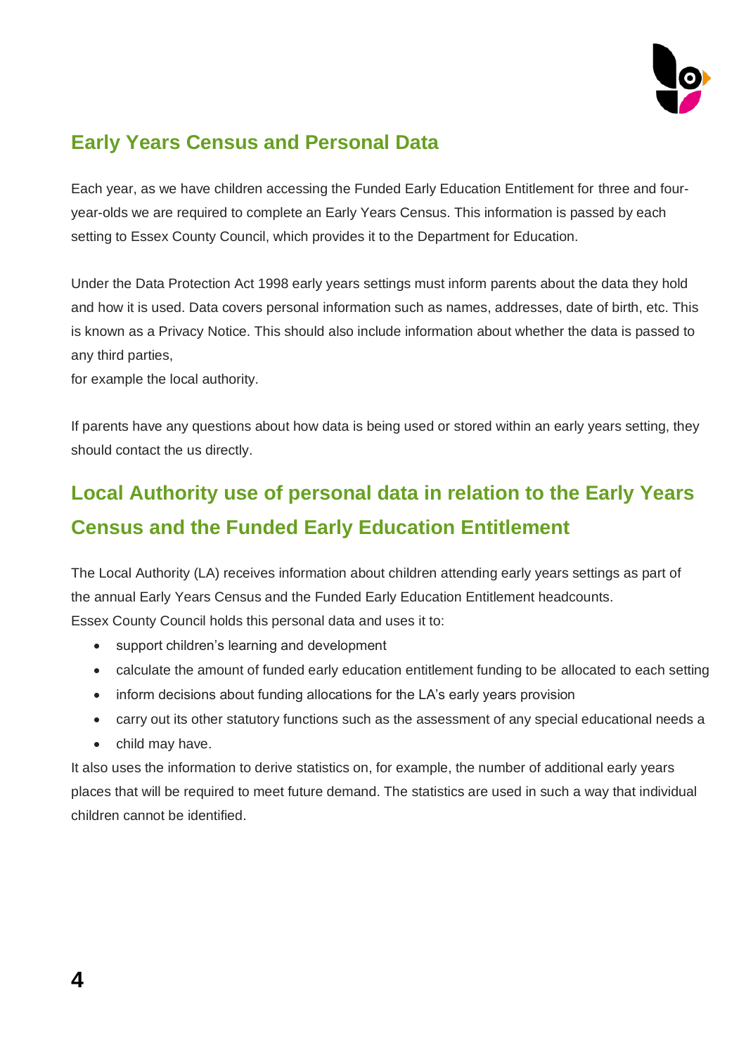## Early Years Census and Personal Data

Each year, as we have children accessing the Funded Early Education Entitlement for three and four-year-olds we are required to complete an Early Years Census. This information is passed by each setting to Essex County Council, which provides it to the Department for Education.

Under the Data Protection Act 1998 early years settings must inform parents about the data they hold and how it is used. Data covers personal information such as names, addresses, date of birth, etc. This is known as a Privacy Notice. This should also include information about whether the data is passed to any third parties,
for example the local authority.

If parents have any questions about how data is being used or stored within an early years setting, they should contact the us directly.

## Local Authority use of personal data in relation to the Early Years Census and the Funded Early Education Entitlement

The Local Authority (LA) receives information about children attending early years settings as part of the annual Early Years Census and the Funded Early Education Entitlement headcounts.
Essex County Council holds this personal data and uses it to:

- support children's learning and development
- calculate the amount of funded early education entitlement funding to be allocated to each setting
- inform decisions about funding allocations for the LA's early years provision
- carry out its other statutory functions such as the assessment of any special educational needs a
- child may have.

It also uses the information to derive statistics on, for example, the number of additional early years places that will be required to meet future demand. The statistics are used in such a way that individual children cannot be identified.